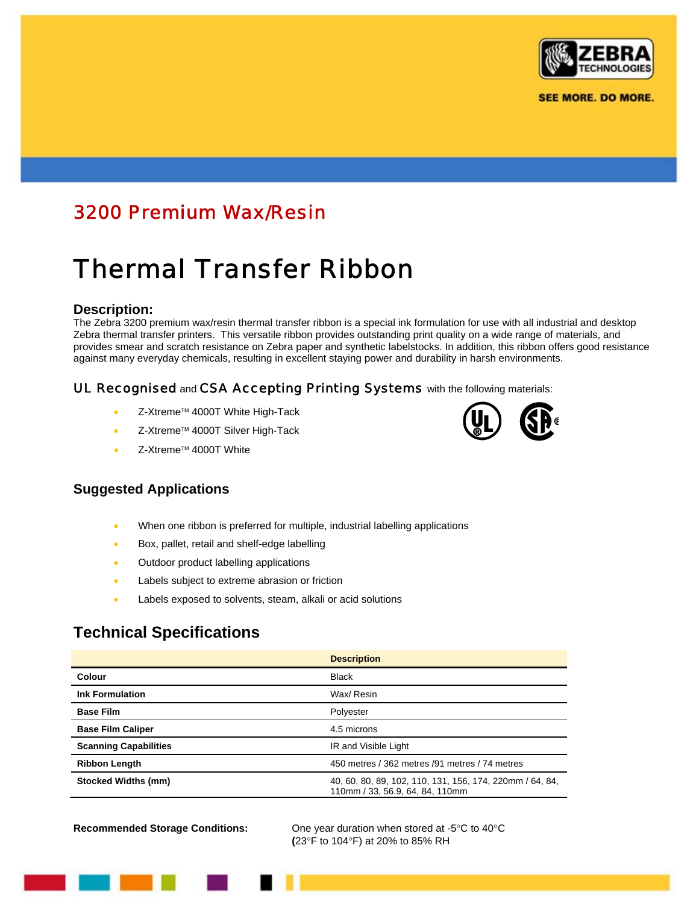ZEBRA TECHNOLOGIES

SEE MORE. DO MORE.

## 3200 Premium Wax/Resin

# Thermal Transfer Ribbon

### Description:

The Zebra 3200 premium wax/resin thermal transfer ribbon is a special ink formulation for use with all industrial and desktop Zebra thermal transfer printers. This versatile ribbon provides outstanding print quality on a wide range of materials, and provides smear and scratch resistance on Zebra paper and synthetic labelstocks. In addition, this ribbon offers good resistance against many everyday chemicals, resulting in excellent staying power and durability in harsh environments.

### UL Recognised and CSA Accepting Printing Systems with the following materials:

- Z-Xtreme™ 4000T White High-Tack
- Z-Xtreme™ 4000T Silver High-Tack
- Z-Xtreme™ 4000T White

### Suggested Applications

- When one ribbon is preferred for multiple, industrial labelling applications
- Box, pallet, retail and shelf-edge labelling
- Outdoor product labelling applications
- Labels subject to extreme abrasion or friction
- Labels exposed to solvents, steam, alkali or acid solutions

## Technical Specifications

| | Description |
|---|---|
| **Colour** | Black |
| **Ink Formulation** | Wax/ Resin |
| **Base Film** | Polyester |
| **Base Film Caliper** | 4.5 microns |
| **Scanning Capabilities** | IR and Visible Light |
| **Ribbon Length** | 450 metres / 362 metres /91 metres / 74 metres |
| **Stocked Widths (mm)** | 40, 60, 80, 89, 102, 110, 131, 156, 174, 220mm / 64, 84, 110mm / 33, 56.9, 64, 84, 110mm |

**Recommended Storage Conditions:** One year duration when stored at -5°C to 40°C (23°F to 104°F) at 20% to 85% RH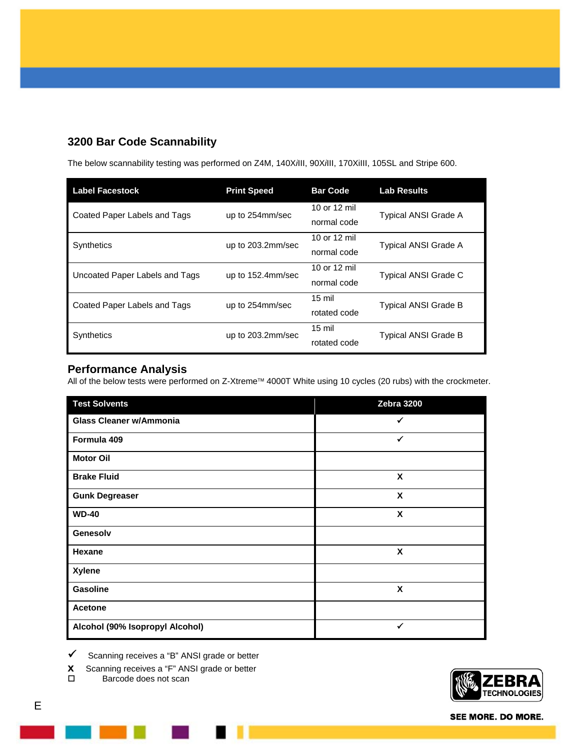## 3200 Bar Code Scannability

The below scannability testing was performed on Z4M, 140X*i*III, 90X*i*III, 170XiIII, 105SL and Stripe 600.

| Label Facestock | Print Speed | Bar Code | Lab Results |
|---|---|---|---|
| Coated Paper Labels and Tags | up to 254mm/sec | 10 or 12 mil normal code | Typical ANSI Grade A |
| Synthetics | up to 203.2mm/sec | 10 or 12 mil normal code | Typical ANSI Grade A |
| Uncoated Paper Labels and Tags | up to 152.4mm/sec | 10 or 12 mil normal code | Typical ANSI Grade C |
| Coated Paper Labels and Tags | up to 254mm/sec | 15 mil rotated code | Typical ANSI Grade B |
| Synthetics | up to 203.2mm/sec | 15 mil rotated code | Typical ANSI Grade B |

## Performance Analysis

All of the below tests were performed on Z-Xtreme™ 4000T White using 10 cycles (20 rubs) with the crockmeter.

| Test Solvents | Zebra 3200 |
|---|---|
| **Glass Cleaner w/Ammonia** | ✓ |
| **Formula 409** | ✓ |
| **Motor Oil** | |
| **Brake Fluid** | X |
| **Gunk Degreaser** | X |
| **WD-40** | X |
| **Genesolv** | |
| **Hexane** | X |
| **Xylene** | |
| **Gasoline** | X |
| **Acetone** | |
| **Alcohol (90% Isopropyl Alcohol)** | ✓ |

✓ Scanning receives a "B" ANSI grade or better

X Scanning receives a "F" ANSI grade or better

☐ Barcode does not scan

E

ZEBRA TECHNOLOGIES

SEE MORE. DO MORE.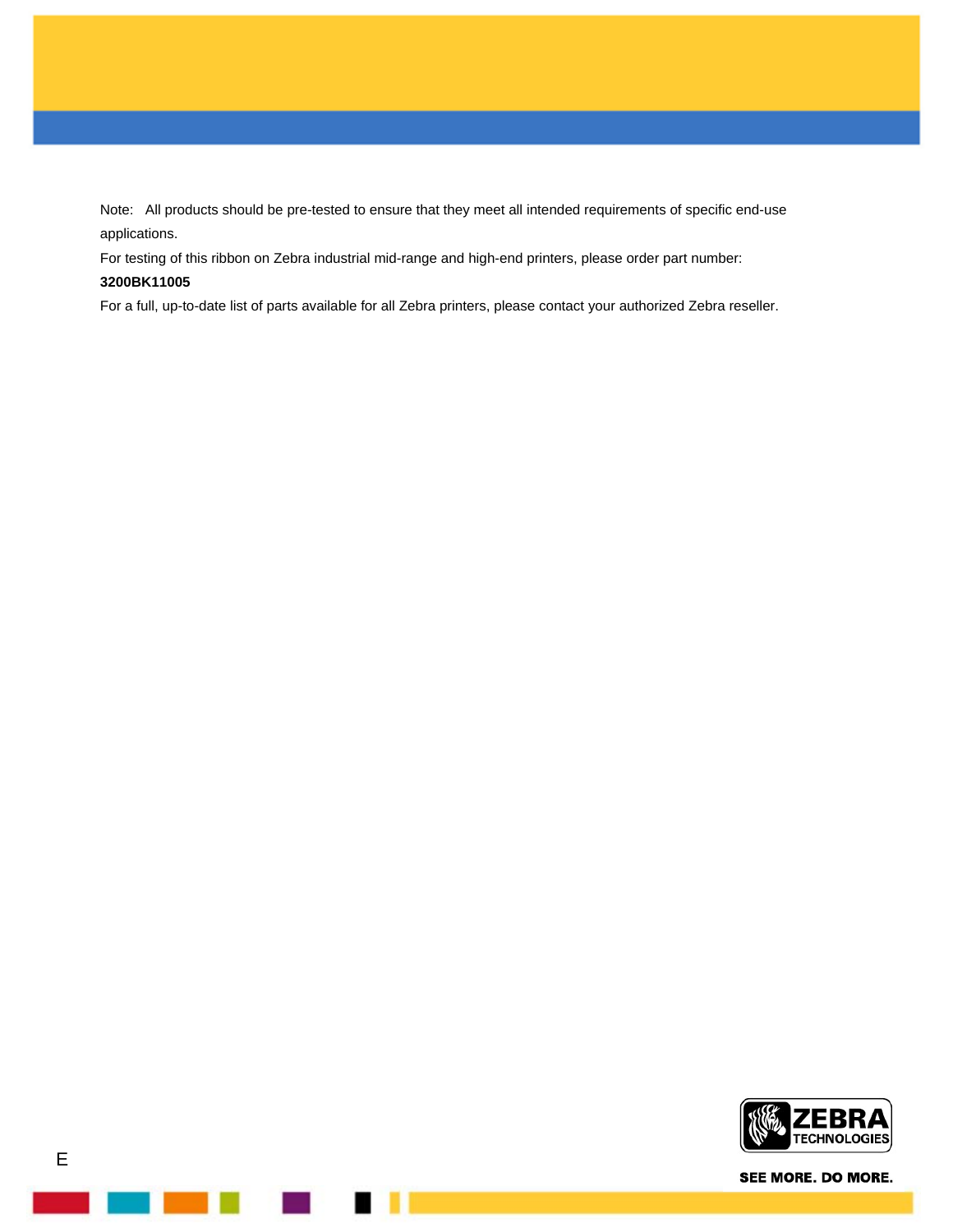Note: All products should be pre-tested to ensure that they meet all intended requirements of specific end-use applications.

For testing of this ribbon on Zebra industrial mid-range and high-end printers, please order part number:

**3200BK11005**

For a full, up-to-date list of parts available for all Zebra printers, please contact your authorized Zebra reseller.

E

ZEBRA TECHNOLOGIES

SEE MORE. DO MORE.